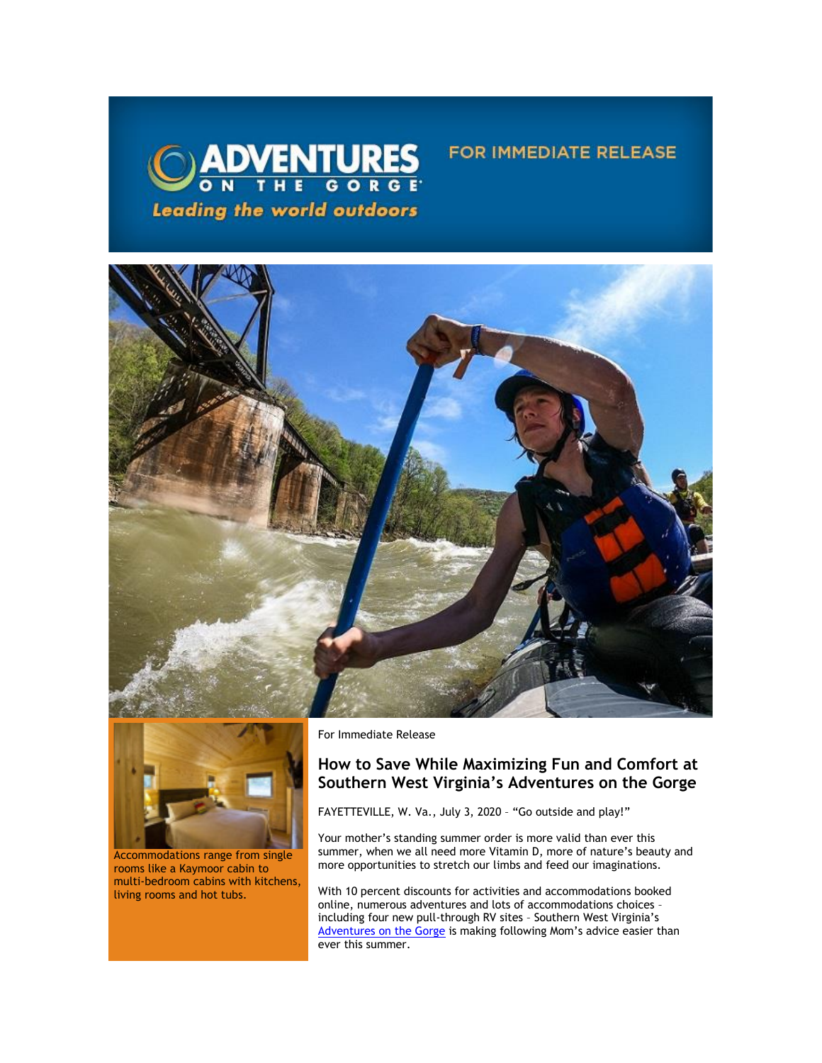ADVENTURES ON THE GORGE

*Leading the world outdoors*

FOR IMMEDIATE RELEASE

Accommodations range from single rooms like a Kaymoor cabin to multi-bedroom cabins with kitchens, living rooms and hot tubs.

For Immediate Release

## How to Save While Maximizing Fun and Comfort at Southern West Virginia's Adventures on the Gorge

FAYETTEVILLE, W. Va., July 3, 2020 – "Go outside and play!"

Your mother's standing summer order is more valid than ever this summer, when we all need more Vitamin D, more of nature's beauty and more opportunities to stretch our limbs and feed our imaginations.

With 10 percent discounts for activities and accommodations booked online, numerous adventures and lots of accommodations choices – including four new pull-through RV sites – Southern West Virginia's Adventures on the Gorge is making following Mom's advice easier than ever this summer.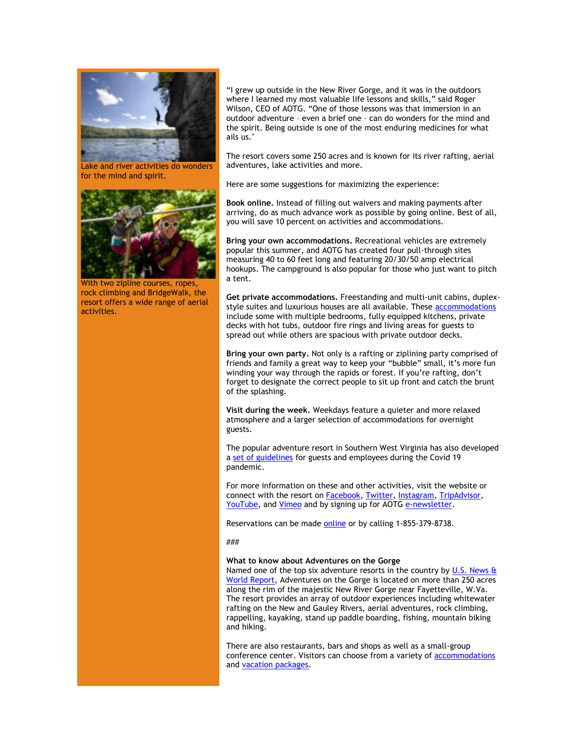Lake and river activities do wonders for the mind and spirit.

With two zipline courses, ropes, rock climbing and BridgeWalk, the resort offers a wide range of aerial activities.

"I grew up outside in the New River Gorge, and it was in the outdoors where I learned my most valuable life lessons and skills," said Roger Wilson, CEO of AOTG. "One of those lessons was that immersion in an outdoor adventure – even a brief one – can do wonders for the mind and the spirit. Being outside is one of the most enduring medicines for what ails us."

The resort covers some 250 acres and is known for its river rafting, aerial adventures, lake activities and more.

Here are some suggestions for maximizing the experience:

**Book online.** Instead of filling out waivers and making payments after arriving, do as much advance work as possible by going online. Best of all, you will save 10 percent on activities and accommodations.

**Bring your own accommodations.** Recreational vehicles are extremely popular this summer, and AOTG has created four pull-through sites measuring 40 to 60 feet long and featuring 20/30/50 amp electrical hookups. The campground is also popular for those who just want to pitch a tent.

**Get private accommodations.** Freestanding and multi-unit cabins, duplex-style suites and luxurious houses are all available. These accommodations include some with multiple bedrooms, fully equipped kitchens, private decks with hot tubs, outdoor fire rings and living areas for guests to spread out while others are spacious with private outdoor decks.

**Bring your own party.** Not only is a rafting or ziplining party comprised of friends and family a great way to keep your "bubble" small, it's more fun winding your way through the rapids or forest. If you're rafting, don't forget to designate the correct people to sit up front and catch the brunt of the splashing.

**Visit during the week.** Weekdays feature a quieter and more relaxed atmosphere and a larger selection of accommodations for overnight guests.

The popular adventure resort in Southern West Virginia has also developed a set of guidelines for guests and employees during the Covid 19 pandemic.

For more information on these and other activities, visit the website or connect with the resort on Facebook, Twitter, Instagram, TripAdvisor, YouTube, and Vimeo and by signing up for AOTG e-newsletter.

Reservations can be made online or by calling 1-855-379-8738.

###

**What to know about Adventures on the Gorge**
Named one of the top six adventure resorts in the country by U.S. News & World Report, Adventures on the Gorge is located on more than 250 acres along the rim of the majestic New River Gorge near Fayetteville, W.Va. The resort provides an array of outdoor experiences including whitewater rafting on the New and Gauley Rivers, aerial adventures, rock climbing, rappelling, kayaking, stand up paddle boarding, fishing, mountain biking and hiking.

There are also restaurants, bars and shops as well as a small-group conference center. Visitors can choose from a variety of accommodations and vacation packages.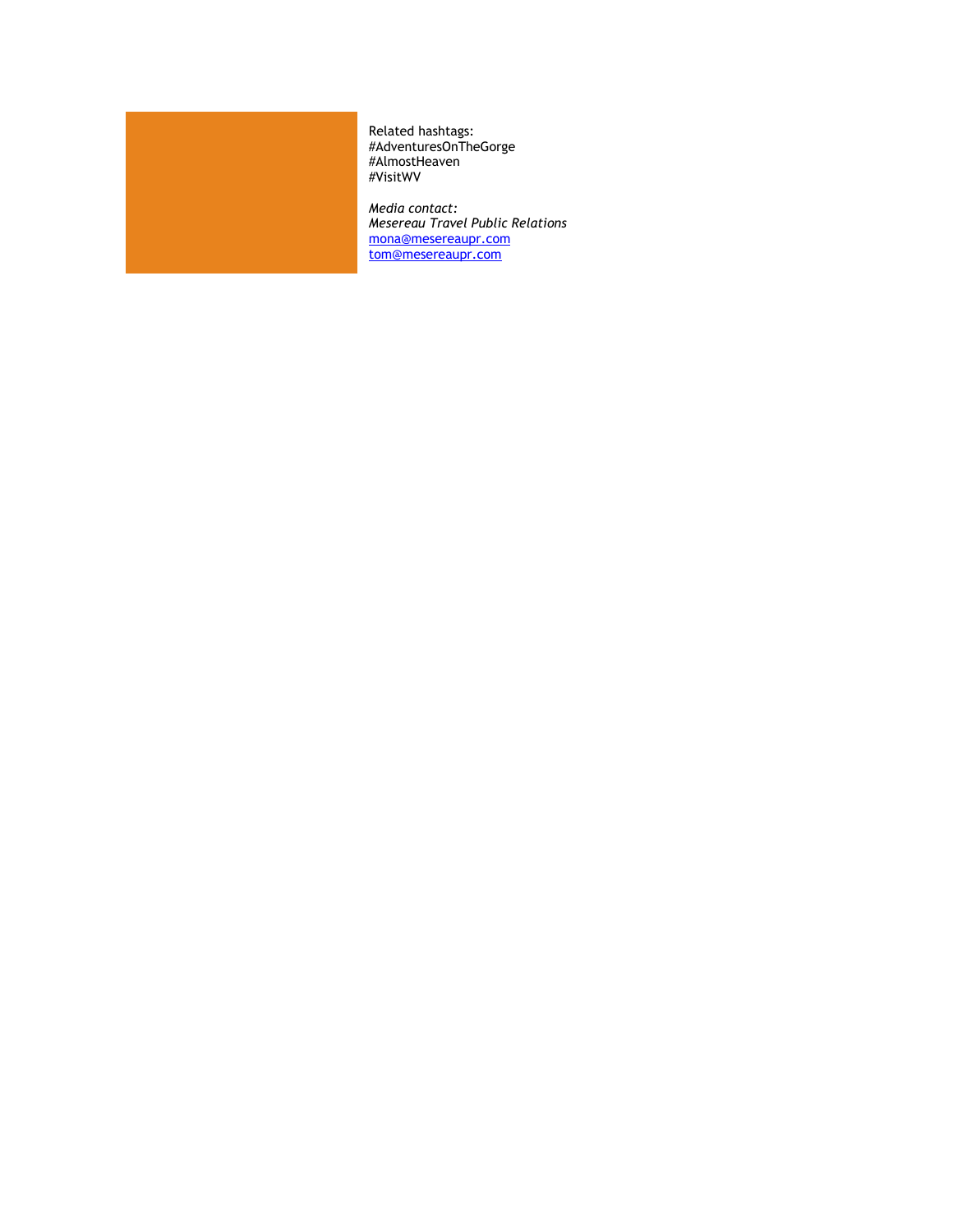Related hashtags:
#AdventuresOnTheGorge
#AlmostHeaven
#VisitWV

*Media contact:*
*Mesereau Travel Public Relations*
mona@mesereaupr.com
tom@mesereaupr.com